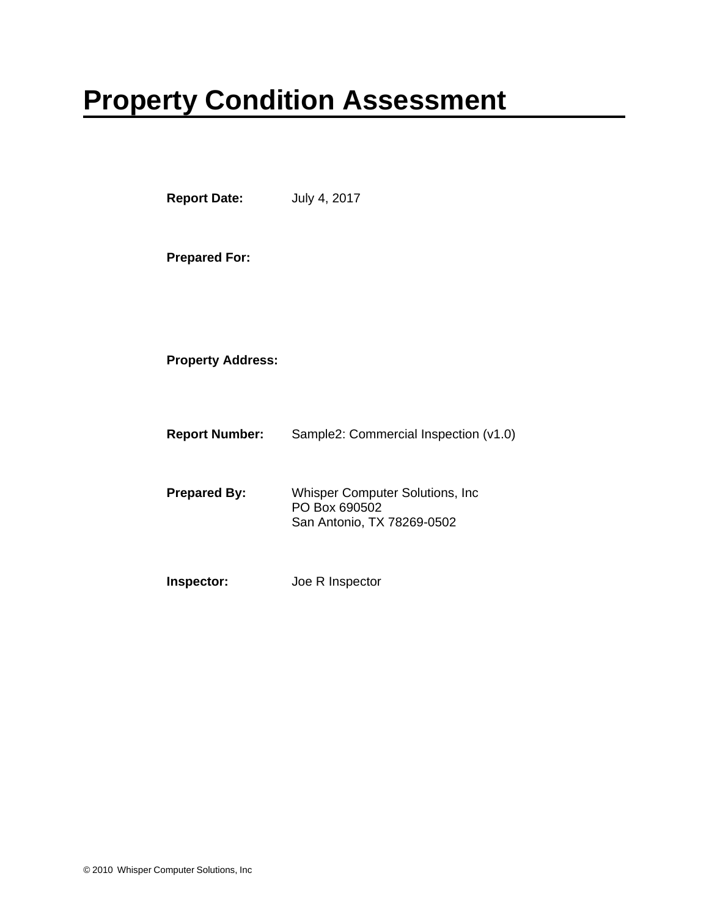# Property Condition Assessment

**Report Date:** July 4, 2017

**Prepared For:**

**Property Address:**

**Report Number:** Sample2: Commercial Inspection (v1.0)

**Prepared By:** Whisper Computer Solutions, Inc
PO Box 690502
San Antonio, TX 78269-0502

**Inspector:** Joe R Inspector

© 2010 Whisper Computer Solutions, Inc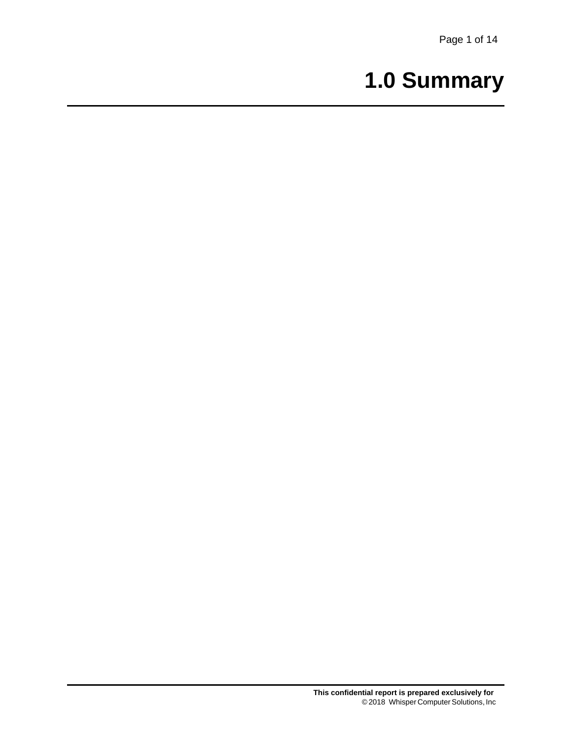# 1.0 Summary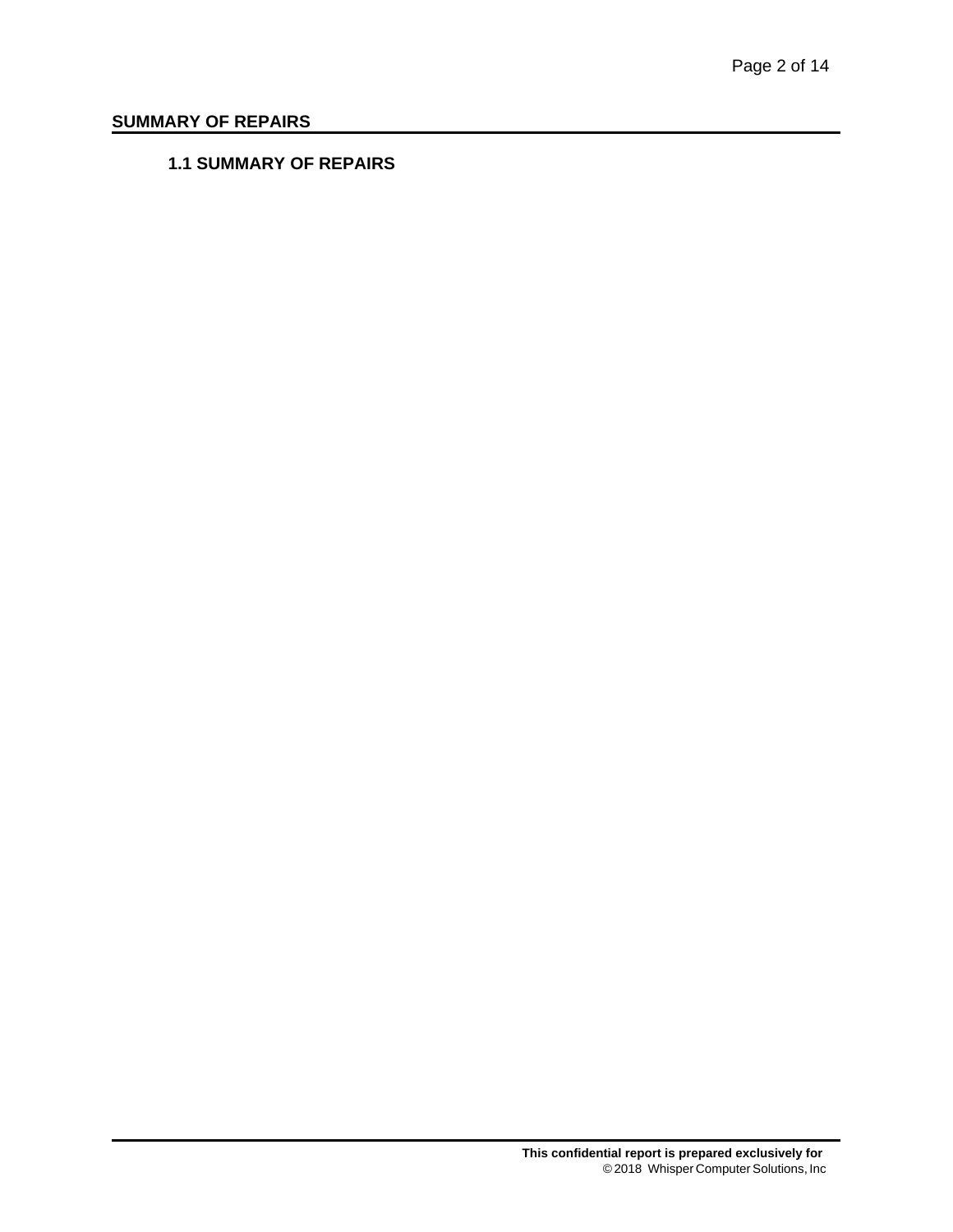# SUMMARY OF REPAIRS

## 1.1 SUMMARY OF REPAIRS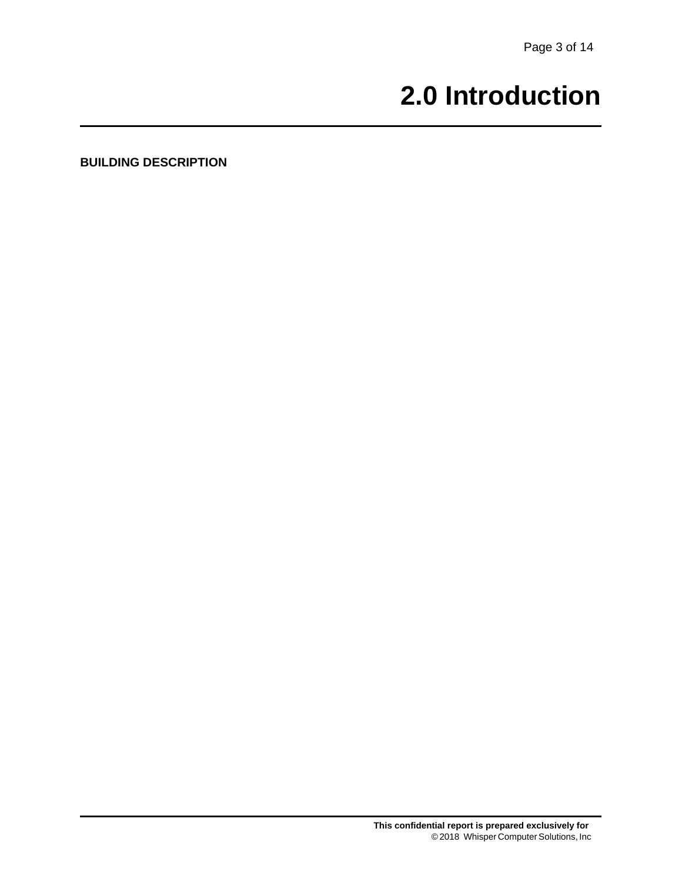# 2.0 Introduction

**BUILDING DESCRIPTION**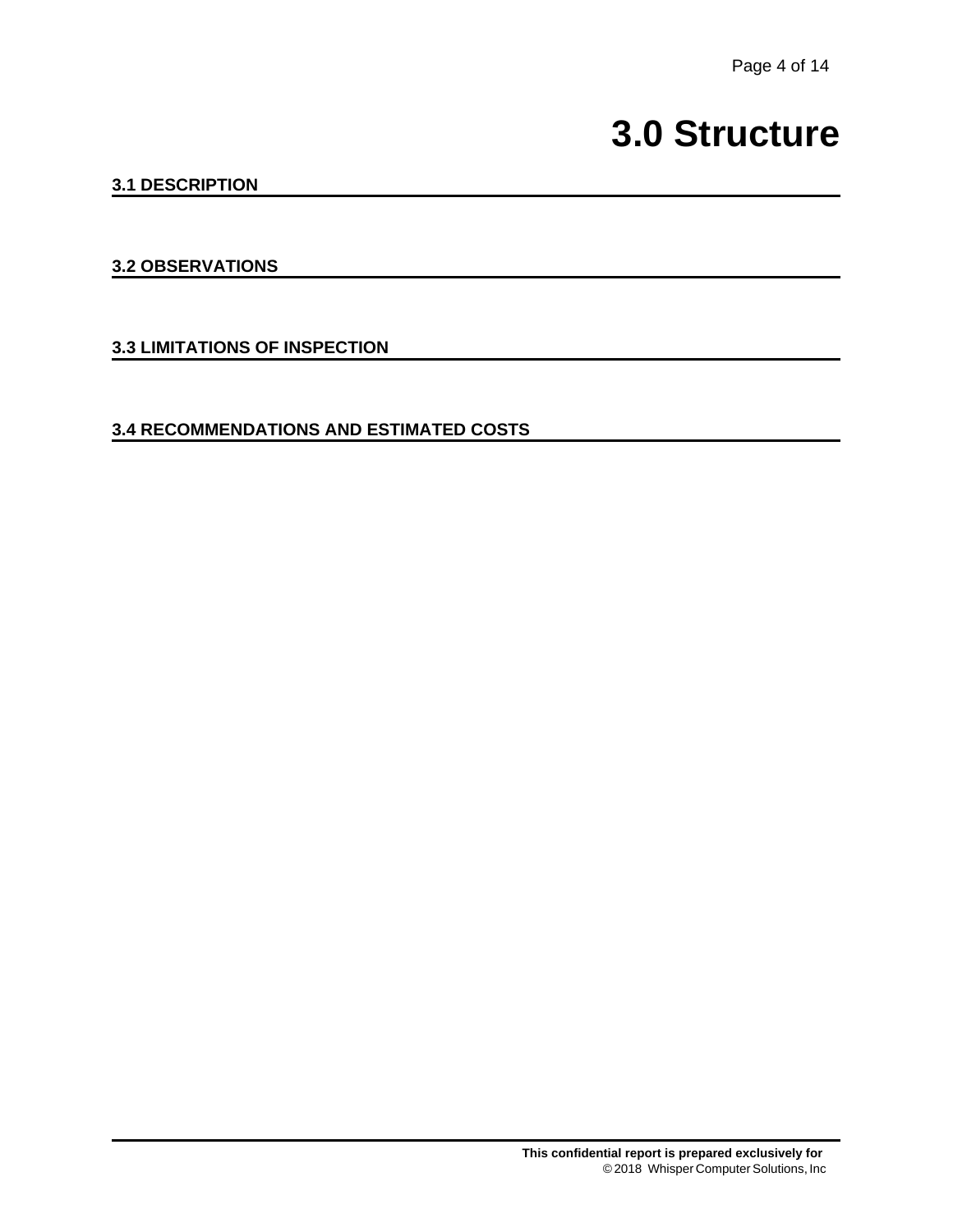# 3.0 Structure

## 3.1 DESCRIPTION

## 3.2 OBSERVATIONS

## 3.3 LIMITATIONS OF INSPECTION

## 3.4 RECOMMENDATIONS AND ESTIMATED COSTS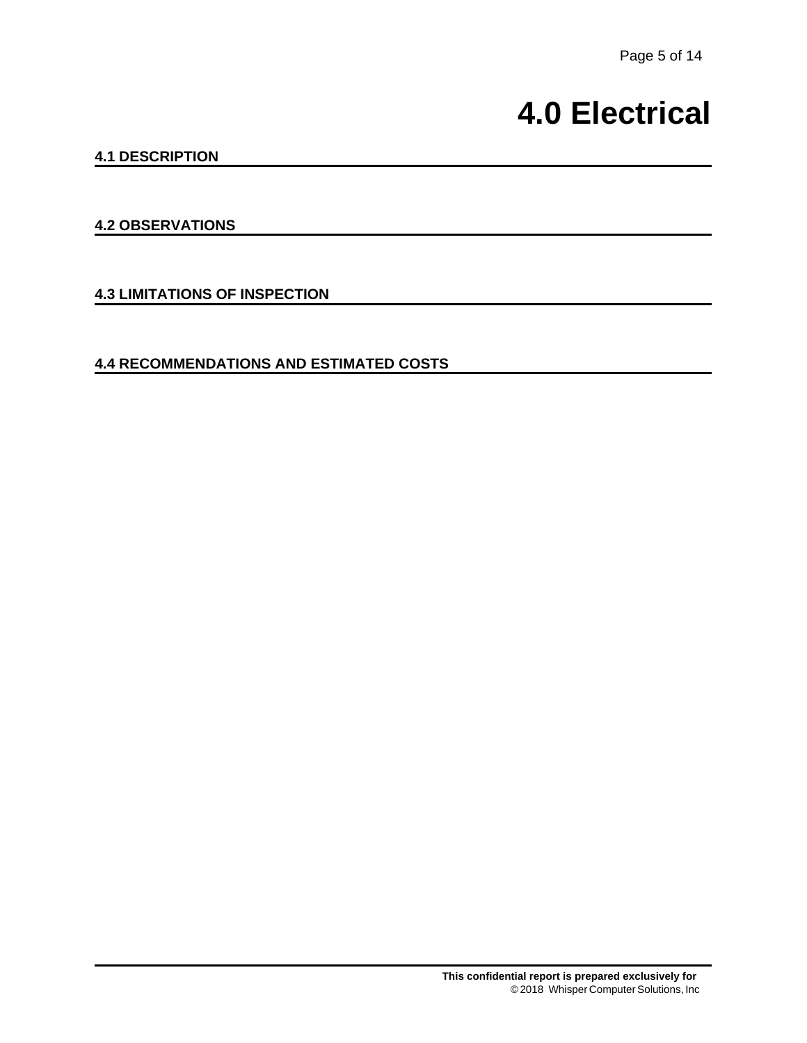# 4.0 Electrical

## 4.1 DESCRIPTION

## 4.2 OBSERVATIONS

## 4.3 LIMITATIONS OF INSPECTION

## 4.4 RECOMMENDATIONS AND ESTIMATED COSTS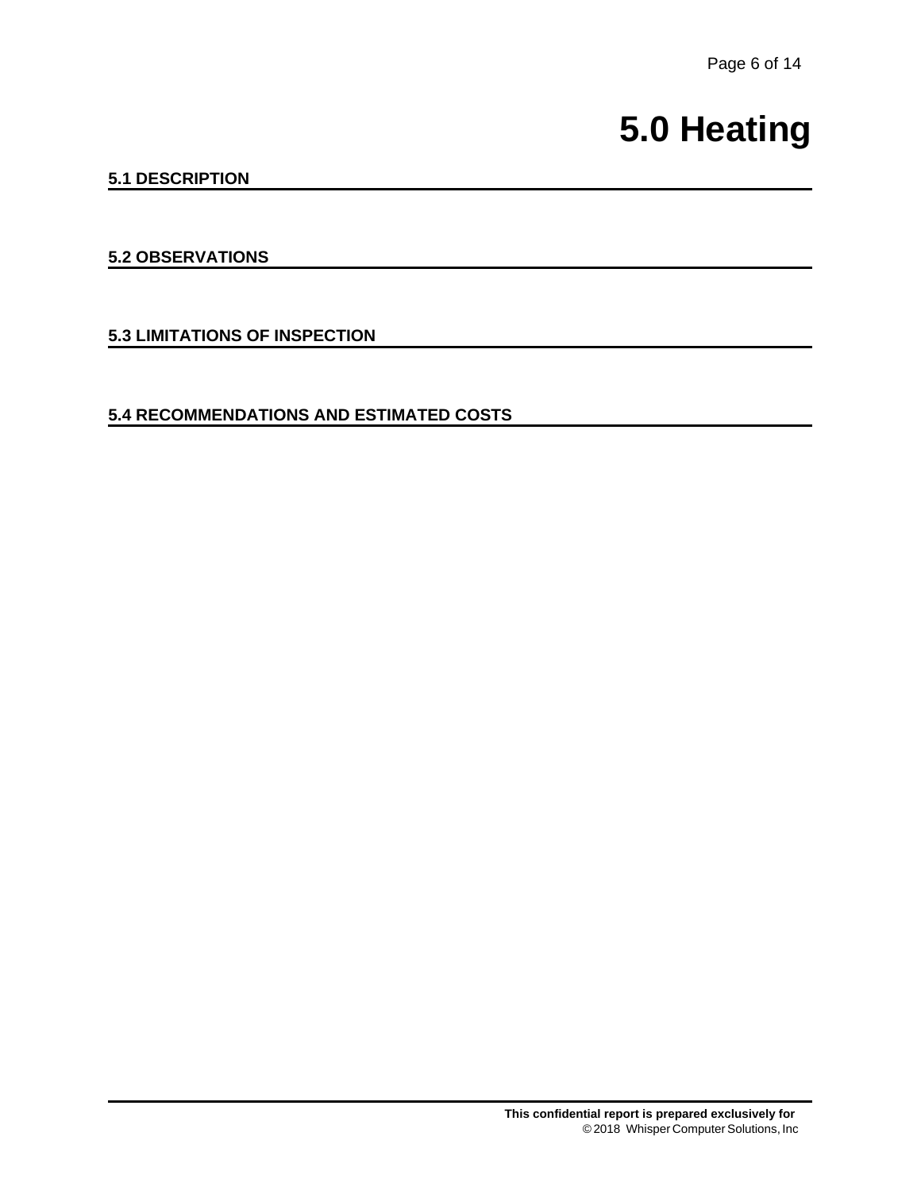# 5.0 Heating

## 5.1 DESCRIPTION

## 5.2 OBSERVATIONS

## 5.3 LIMITATIONS OF INSPECTION

## 5.4 RECOMMENDATIONS AND ESTIMATED COSTS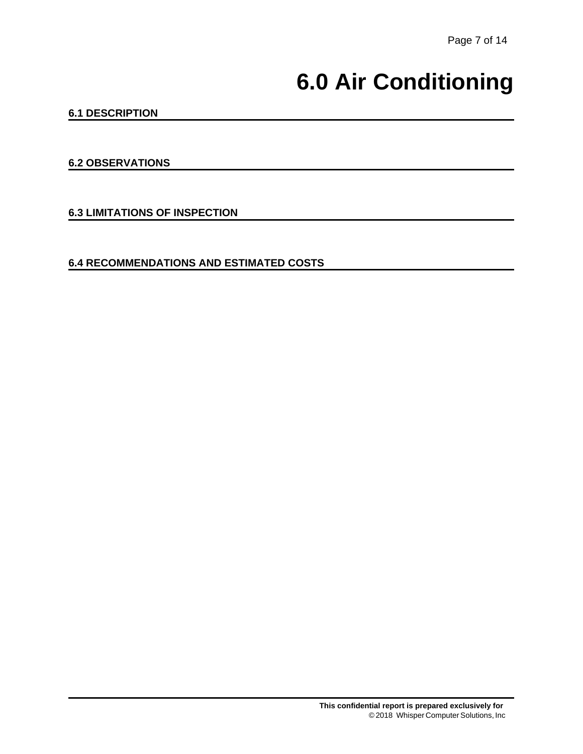# 6.0 Air Conditioning

### 6.1 DESCRIPTION

### 6.2 OBSERVATIONS

### 6.3 LIMITATIONS OF INSPECTION

### 6.4 RECOMMENDATIONS AND ESTIMATED COSTS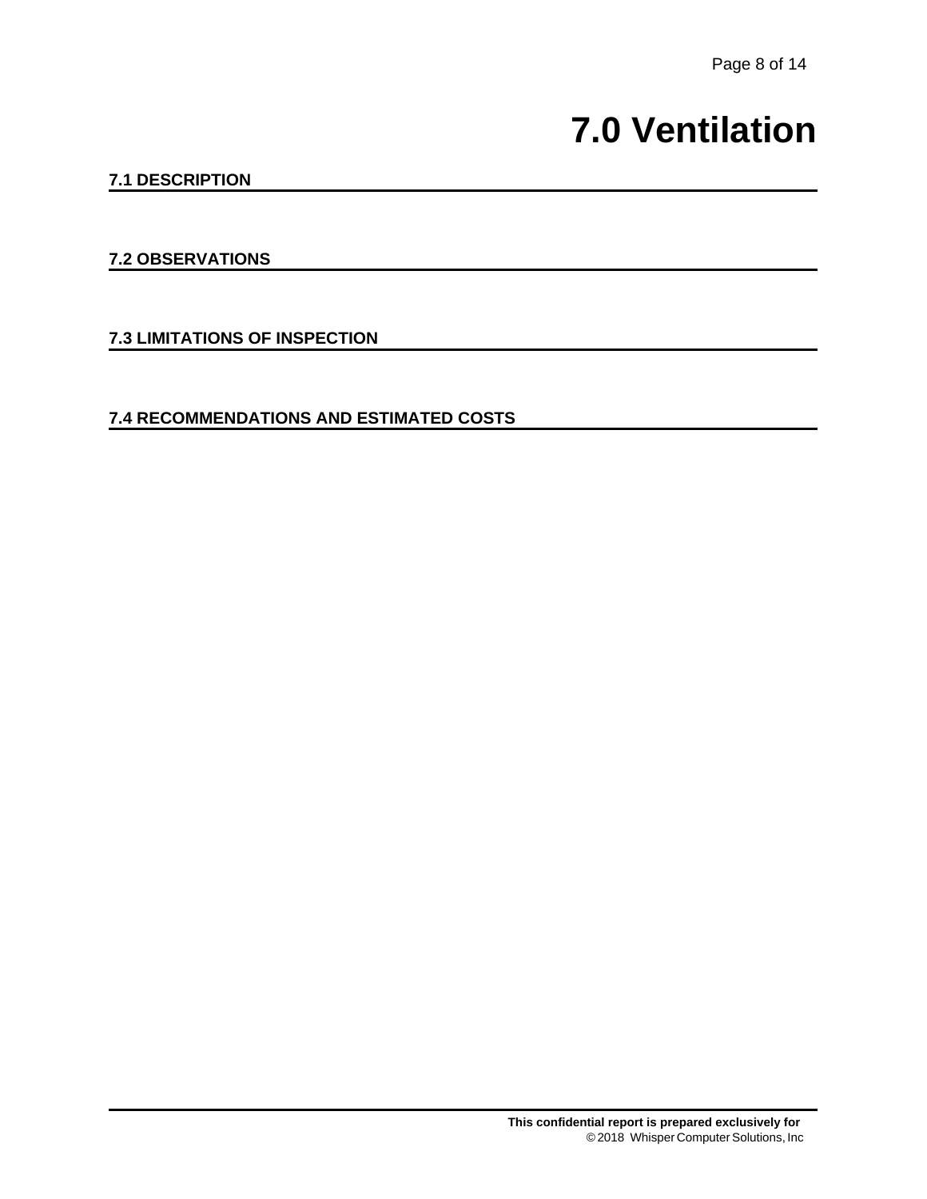# 7.0 Ventilation

## 7.1 DESCRIPTION

## 7.2 OBSERVATIONS

## 7.3 LIMITATIONS OF INSPECTION

## 7.4 RECOMMENDATIONS AND ESTIMATED COSTS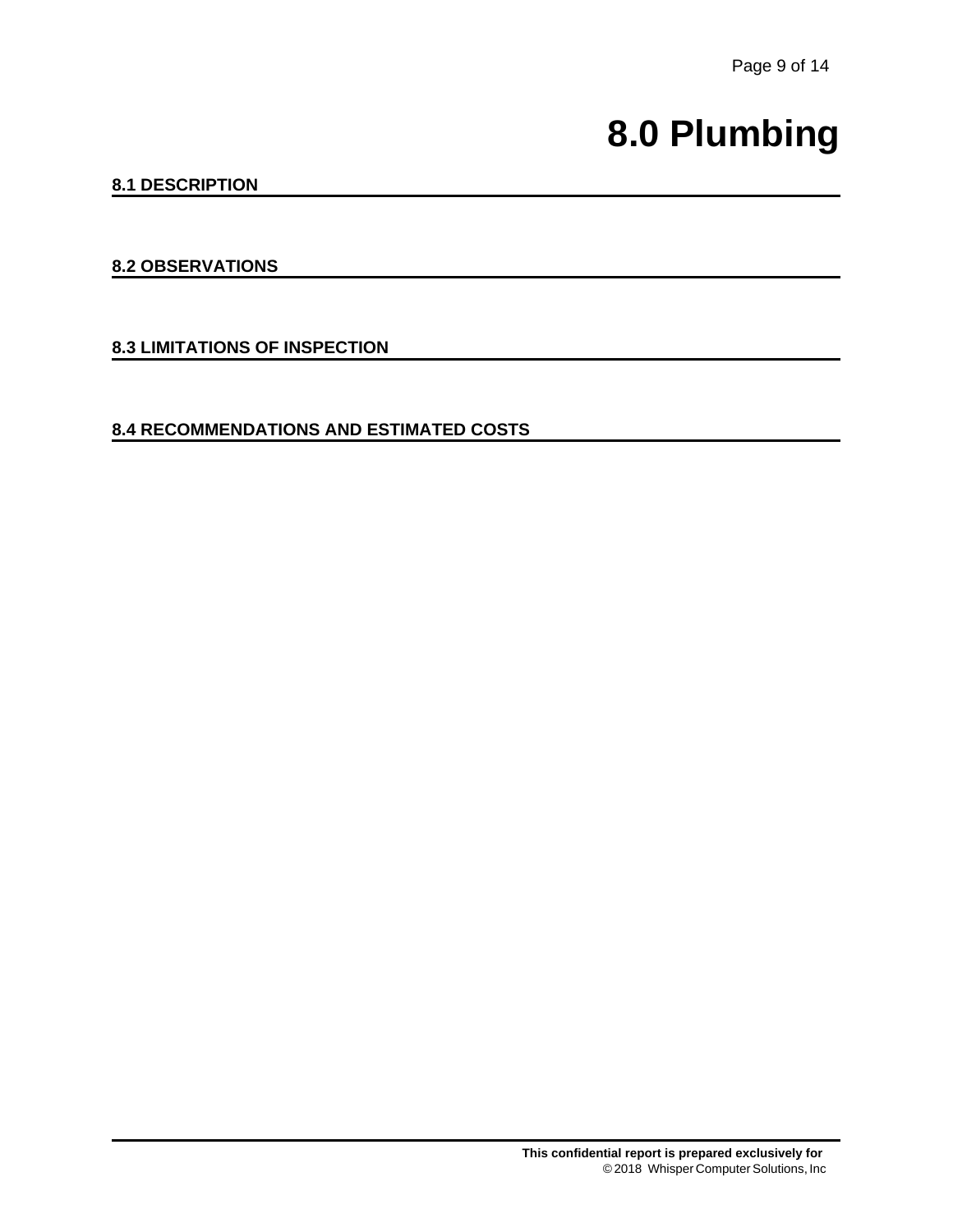# 8.0 Plumbing

## 8.1 DESCRIPTION

## 8.2 OBSERVATIONS

## 8.3 LIMITATIONS OF INSPECTION

## 8.4 RECOMMENDATIONS AND ESTIMATED COSTS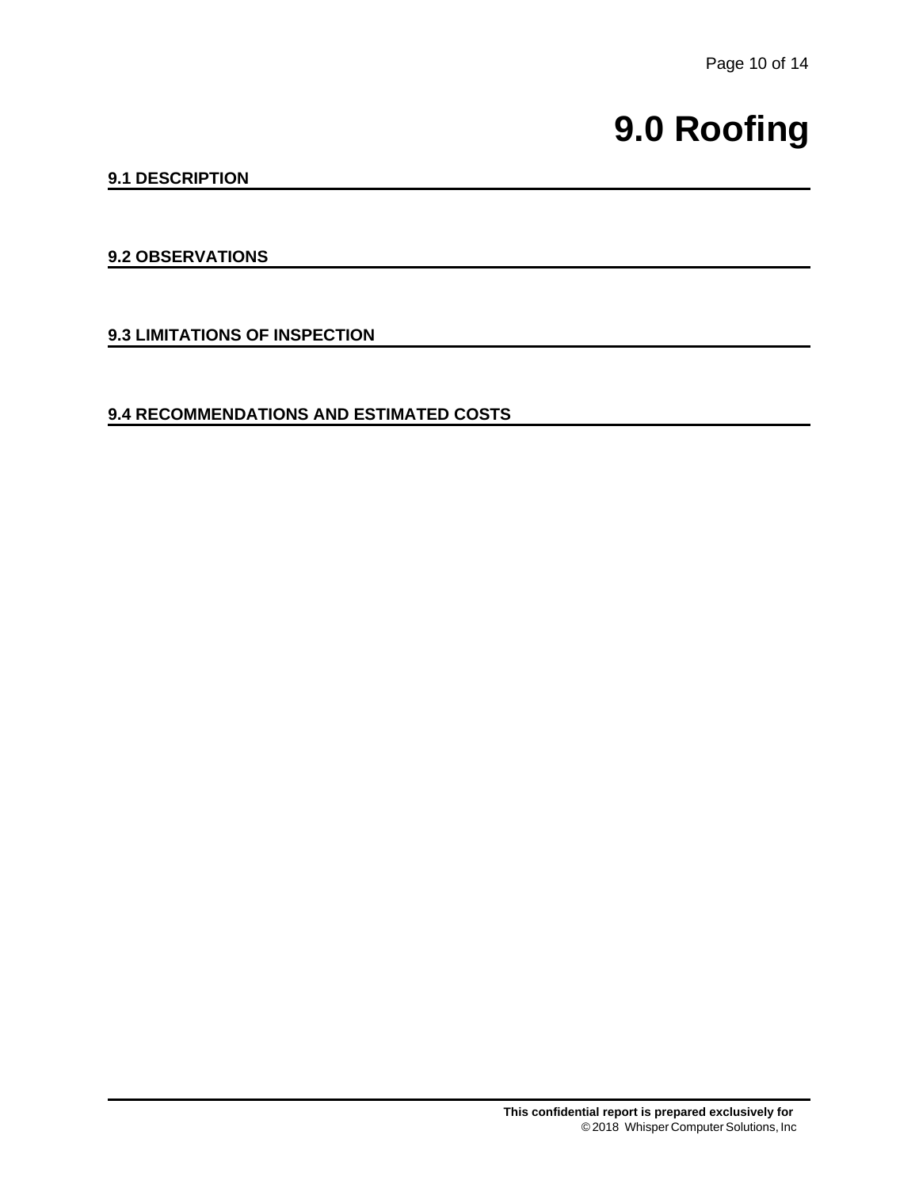# 9.0 Roofing

## 9.1 DESCRIPTION

## 9.2 OBSERVATIONS

## 9.3 LIMITATIONS OF INSPECTION

## 9.4 RECOMMENDATIONS AND ESTIMATED COSTS

**This confidential report is prepared exclusively for**

© 2018 Whisper Computer Solutions, Inc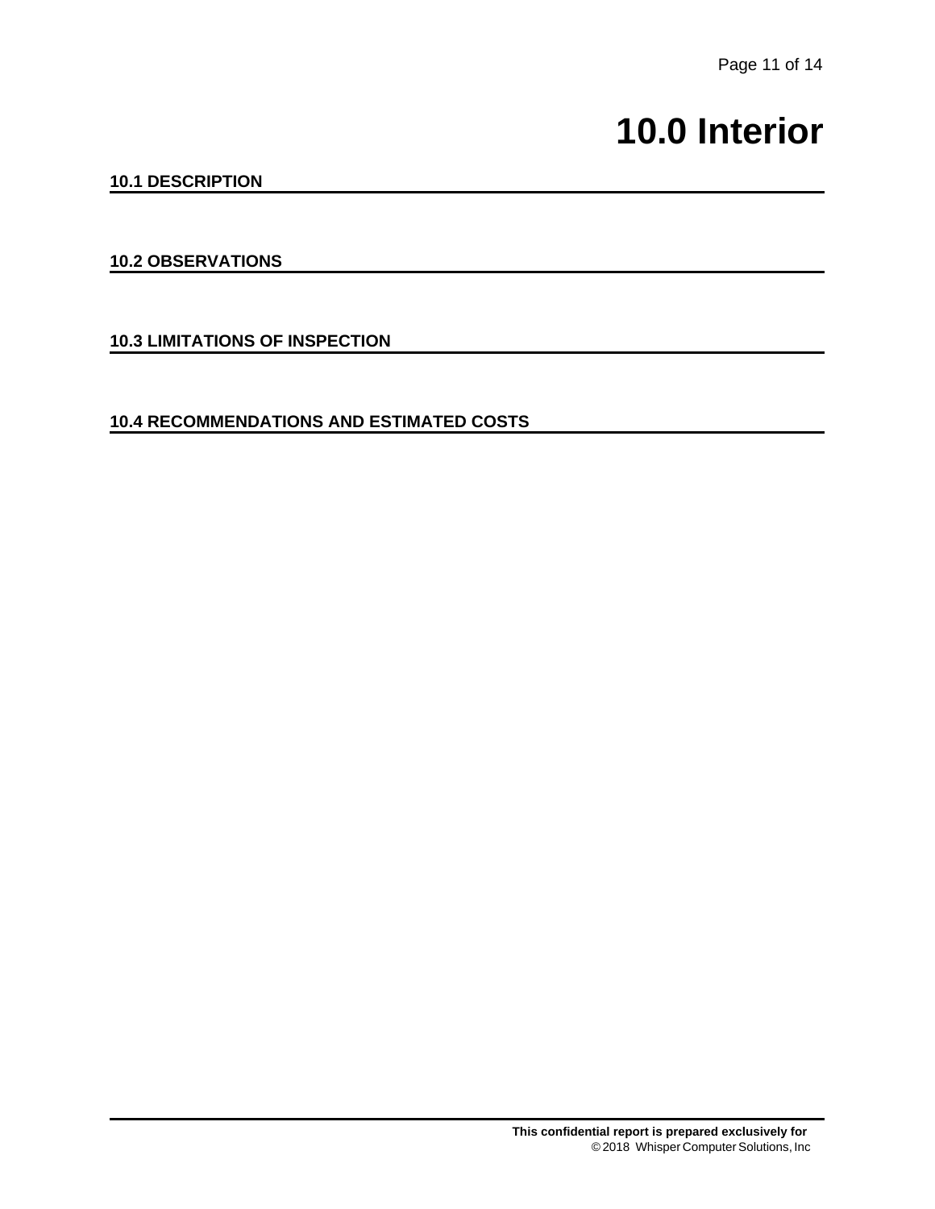# 10.0 Interior

## 10.1 DESCRIPTION

## 10.2 OBSERVATIONS

## 10.3 LIMITATIONS OF INSPECTION

## 10.4 RECOMMENDATIONS AND ESTIMATED COSTS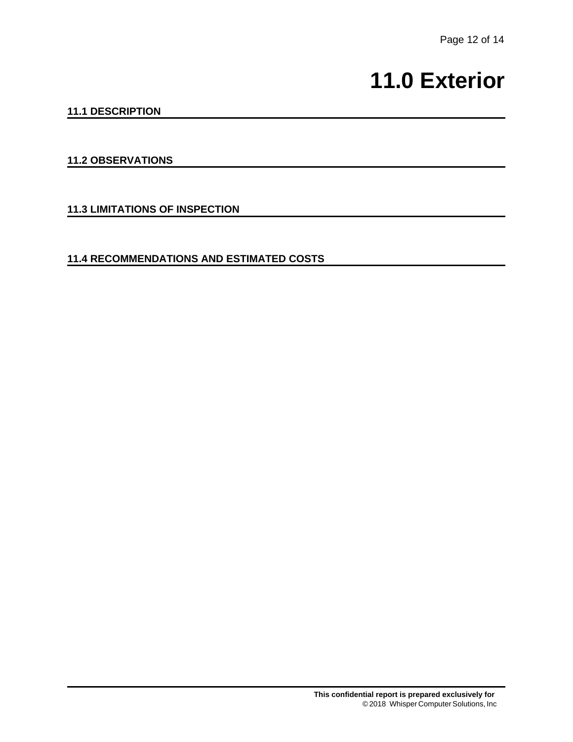# 11.0 Exterior

## 11.1 DESCRIPTION

## 11.2 OBSERVATIONS

## 11.3 LIMITATIONS OF INSPECTION

## 11.4 RECOMMENDATIONS AND ESTIMATED COSTS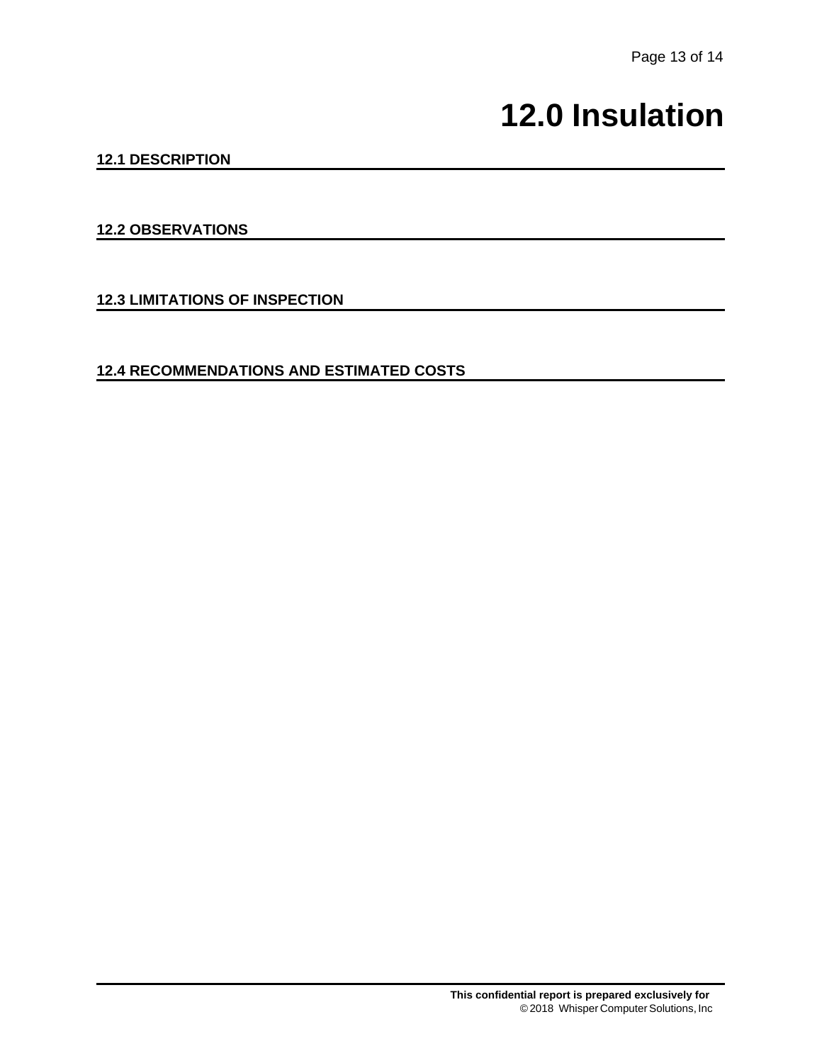# 12.0 Insulation

### 12.1 DESCRIPTION

### 12.2 OBSERVATIONS

### 12.3 LIMITATIONS OF INSPECTION

### 12.4 RECOMMENDATIONS AND ESTIMATED COSTS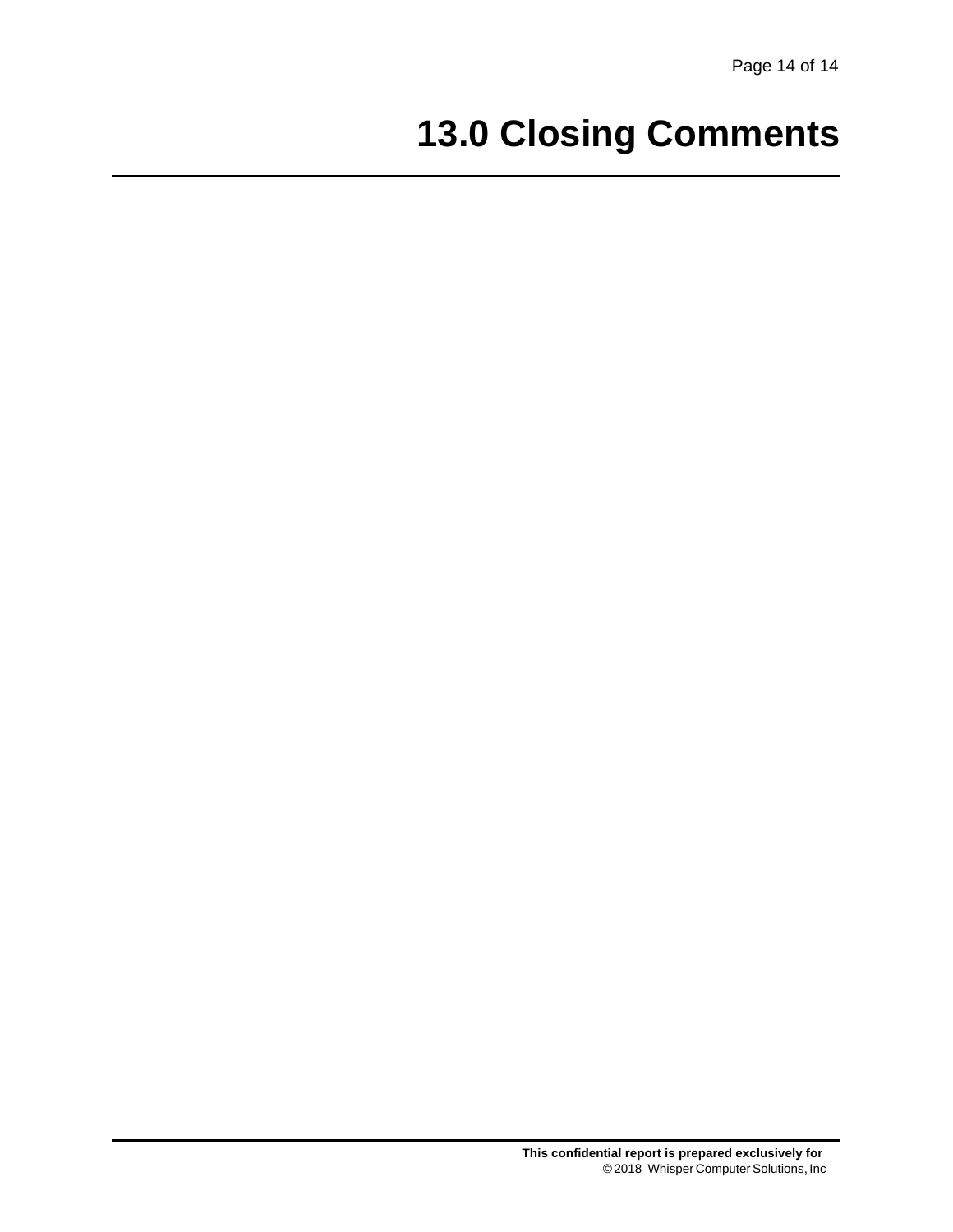# 13.0 Closing Comments